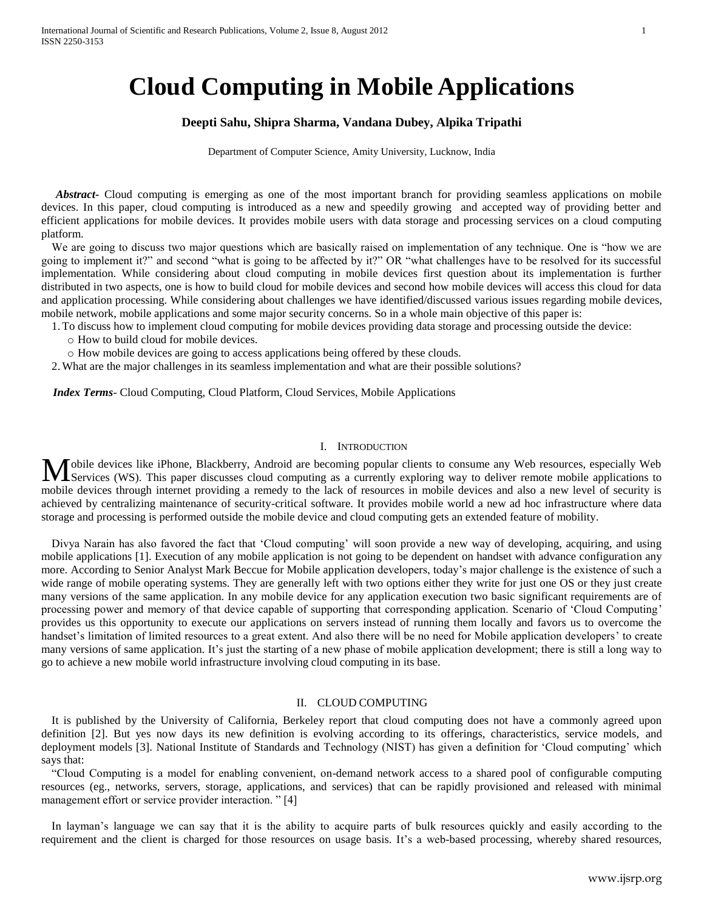# Cloud Computing in Mobile Applications

**Deepti Sahu, Shipra Sharma, Vandana Dubey, Alpika Tripathi**

Department of Computer Science, Amity University, Lucknow, India

***Abstract-*** Cloud computing is emerging as one of the most important branch for providing seamless applications on mobile devices. In this paper, cloud computing is introduced as a new and speedily growing and accepted way of providing better and efficient applications for mobile devices. It provides mobile users with data storage and processing services on a cloud computing platform.

We are going to discuss two major questions which are basically raised on implementation of any technique. One is "how we are going to implement it?" and second "what is going to be affected by it?" OR "what challenges have to be resolved for its successful implementation. While considering about cloud computing in mobile devices first question about its implementation is further distributed in two aspects, one is how to build cloud for mobile devices and second how mobile devices will access this cloud for data and application processing. While considering about challenges we have identified/discussed various issues regarding mobile devices, mobile network, mobile applications and some major security concerns. So in a whole main objective of this paper is:

1. To discuss how to implement cloud computing for mobile devices providing data storage and processing outside the device:
   - How to build cloud for mobile devices.
   - How mobile devices are going to access applications being offered by these clouds.
2. What are the major challenges in its seamless implementation and what are their possible solutions?

***Index Terms*****-** Cloud Computing, Cloud Platform, Cloud Services, Mobile Applications

## I. Introduction

Mobile devices like iPhone, Blackberry, Android are becoming popular clients to consume any Web resources, especially Web Services (WS). This paper discusses cloud computing as a currently exploring way to deliver remote mobile applications to mobile devices through internet providing a remedy to the lack of resources in mobile devices and also a new level of security is achieved by centralizing maintenance of security-critical software. It provides mobile world a new ad hoc infrastructure where data storage and processing is performed outside the mobile device and cloud computing gets an extended feature of mobility.

Divya Narain has also favored the fact that 'Cloud computing' will soon provide a new way of developing, acquiring, and using mobile applications [1]. Execution of any mobile application is not going to be dependent on handset with advance configuration any more. According to Senior Analyst Mark Beccue for Mobile application developers, today's major challenge is the existence of such a wide range of mobile operating systems. They are generally left with two options either they write for just one OS or they just create many versions of the same application. In any mobile device for any application execution two basic significant requirements are of processing power and memory of that device capable of supporting that corresponding application. Scenario of 'Cloud Computing' provides us this opportunity to execute our applications on servers instead of running them locally and favors us to overcome the handset's limitation of limited resources to a great extent. And also there will be no need for Mobile application developers' to create many versions of same application. It's just the starting of a new phase of mobile application development; there is still a long way to go to achieve a new mobile world infrastructure involving cloud computing in its base.

## II. Cloud Computing

It is published by the University of California, Berkeley report that cloud computing does not have a commonly agreed upon definition [2]. But yes now days its new definition is evolving according to its offerings, characteristics, service models, and deployment models [3]. National Institute of Standards and Technology (NIST) has given a definition for 'Cloud computing' which says that:

"Cloud Computing is a model for enabling convenient, on-demand network access to a shared pool of configurable computing resources (eg., networks, servers, storage, applications, and services) that can be rapidly provisioned and released with minimal management effort or service provider interaction. " [4]

In layman's language we can say that it is the ability to acquire parts of bulk resources quickly and easily according to the requirement and the client is charged for those resources on usage basis. It's a web-based processing, whereby shared resources,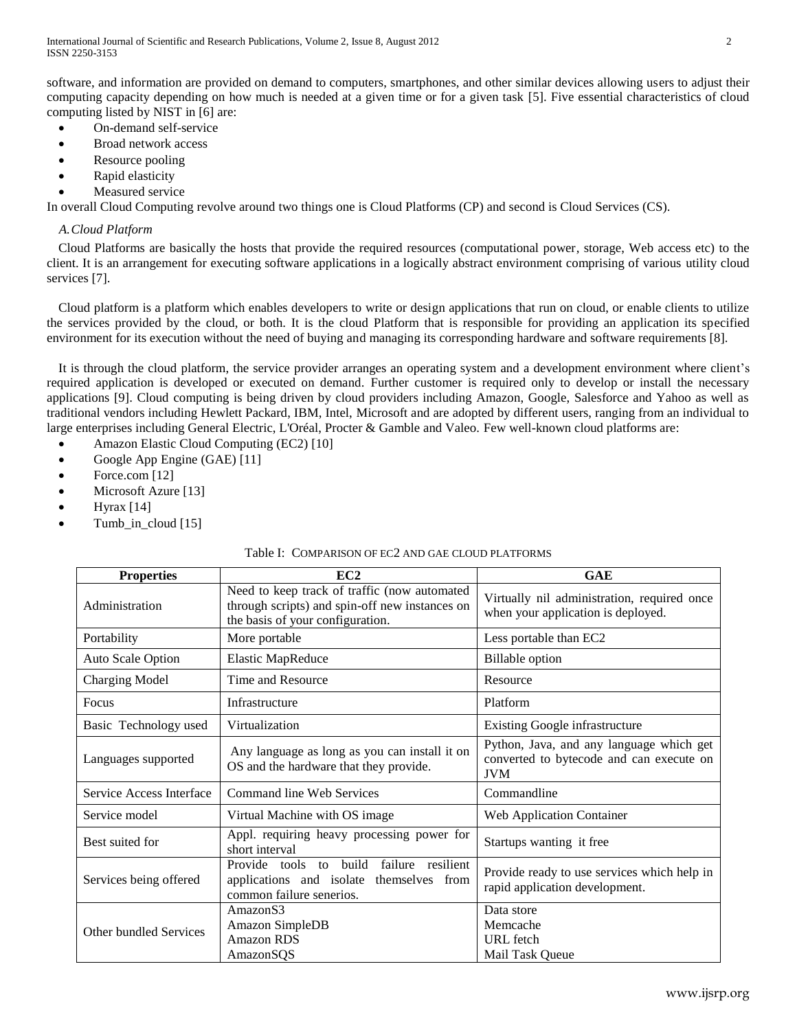software, and information are provided on demand to computers, smartphones, and other similar devices allowing users to adjust their computing capacity depending on how much is needed at a given time or for a given task [5]. Five essential characteristics of cloud computing listed by NIST in [6] are:

- On-demand self-service
- Broad network access
- Resource pooling
- Rapid elasticity
- Measured service

In overall Cloud Computing revolve around two things one is Cloud Platforms (CP) and second is Cloud Services (CS).

### *A. Cloud Platform*

Cloud Platforms are basically the hosts that provide the required resources (computational power, storage, Web access etc) to the client. It is an arrangement for executing software applications in a logically abstract environment comprising of various utility cloud services [7].

Cloud platform is a platform which enables developers to write or design applications that run on cloud, or enable clients to utilize the services provided by the cloud, or both. It is the cloud Platform that is responsible for providing an application its specified environment for its execution without the need of buying and managing its corresponding hardware and software requirements [8].

It is through the cloud platform, the service provider arranges an operating system and a development environment where client's required application is developed or executed on demand. Further customer is required only to develop or install the necessary applications [9]. Cloud computing is being driven by cloud providers including Amazon, Google, Salesforce and Yahoo as well as traditional vendors including Hewlett Packard, IBM, Intel, Microsoft and are adopted by different users, ranging from an individual to large enterprises including General Electric, L'Oréal, Procter & Gamble and Valeo. Few well-known cloud platforms are:

- Amazon Elastic Cloud Computing (EC2) [10]
- Google App Engine (GAE) [11]
- Force.com [12]
- Microsoft Azure [13]
- Hyrax [14]
- Tumb_in_cloud [15]

Table I: COMPARISON OF EC2 AND GAE CLOUD PLATFORMS

| Properties | EC2 | GAE |
|---|---|---|
| Administration | Need to keep track of traffic (now automated through scripts) and spin-off new instances on the basis of your configuration. | Virtually nil administration, required once when your application is deployed. |
| Portability | More portable | Less portable than EC2 |
| Auto Scale Option | Elastic MapReduce | Billable option |
| Charging Model | Time and Resource | Resource |
| Focus | Infrastructure | Platform |
| Basic Technology used | Virtualization | Existing Google infrastructure |
| Languages supported | Any language as long as you can install it on OS and the hardware that they provide. | Python, Java, and any language which get converted to bytecode and can execute on JVM |
| Service Access Interface | Command line Web Services | Commandline |
| Service model | Virtual Machine with OS image | Web Application Container |
| Best suited for | Appl. requiring heavy processing power for short interval | Startups wanting it free |
| Services being offered | Provide tools to build failure resilient applications and isolate themselves from common failure senerios. | Provide ready to use services which help in rapid application development. |
| Other bundled Services | AmazonS3<br>Amazon SimpleDB<br>Amazon RDS<br>AmazonSQS | Data store<br>Memcache<br>URL fetch<br>Mail Task Queue |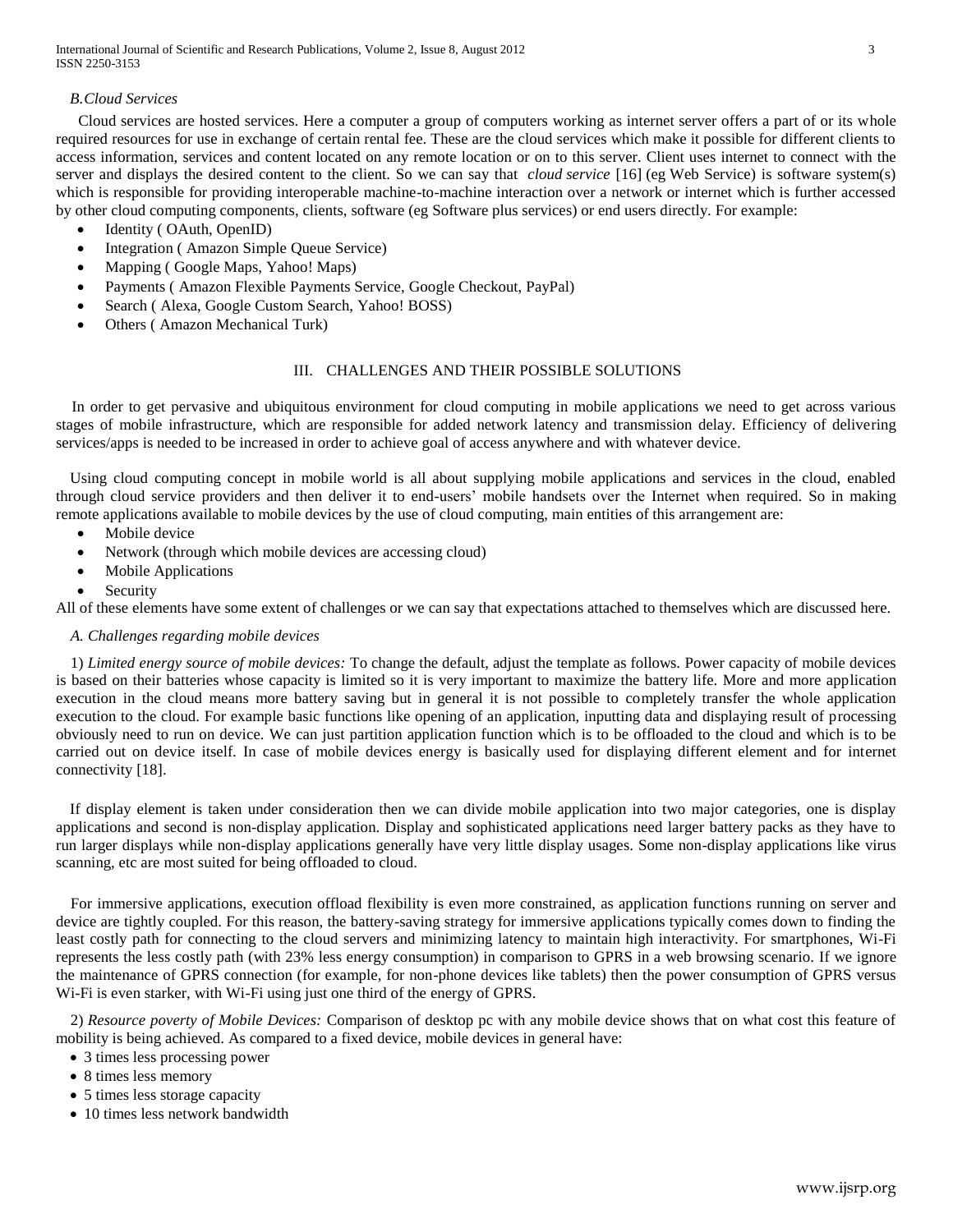### B.Cloud Services

Cloud services are hosted services. Here a computer a group of computers working as internet server offers a part of or its whole required resources for use in exchange of certain rental fee. These are the cloud services which make it possible for different clients to access information, services and content located on any remote location or on to this server. Client uses internet to connect with the server and displays the desired content to the client. So we can say that *cloud service* [16] (eg Web Service) is software system(s) which is responsible for providing interoperable machine-to-machine interaction over a network or internet which is further accessed by other cloud computing components, clients, software (eg Software plus services) or end users directly. For example:

- Identity ( OAuth, OpenID)
- Integration ( Amazon Simple Queue Service)
- Mapping ( Google Maps, Yahoo! Maps)
- Payments ( Amazon Flexible Payments Service, Google Checkout, PayPal)
- Search ( Alexa, Google Custom Search, Yahoo! BOSS)
- Others ( Amazon Mechanical Turk)

## III. CHALLENGES AND THEIR POSSIBLE SOLUTIONS

In order to get pervasive and ubiquitous environment for cloud computing in mobile applications we need to get across various stages of mobile infrastructure, which are responsible for added network latency and transmission delay. Efficiency of delivering services/apps is needed to be increased in order to achieve goal of access anywhere and with whatever device.

Using cloud computing concept in mobile world is all about supplying mobile applications and services in the cloud, enabled through cloud service providers and then deliver it to end-users' mobile handsets over the Internet when required. So in making remote applications available to mobile devices by the use of cloud computing, main entities of this arrangement are:

- Mobile device
- Network (through which mobile devices are accessing cloud)
- Mobile Applications
- Security

All of these elements have some extent of challenges or we can say that expectations attached to themselves which are discussed here.

### A. Challenges regarding mobile devices

1) *Limited energy source of mobile devices:* To change the default, adjust the template as follows. Power capacity of mobile devices is based on their batteries whose capacity is limited so it is very important to maximize the battery life. More and more application execution in the cloud means more battery saving but in general it is not possible to completely transfer the whole application execution to the cloud. For example basic functions like opening of an application, inputting data and displaying result of processing obviously need to run on device. We can just partition application function which is to be offloaded to the cloud and which is to be carried out on device itself. In case of mobile devices energy is basically used for displaying different element and for internet connectivity [18].

If display element is taken under consideration then we can divide mobile application into two major categories, one is display applications and second is non-display application. Display and sophisticated applications need larger battery packs as they have to run larger displays while non-display applications generally have very little display usages. Some non-display applications like virus scanning, etc are most suited for being offloaded to cloud.

For immersive applications, execution offload flexibility is even more constrained, as application functions running on server and device are tightly coupled. For this reason, the battery-saving strategy for immersive applications typically comes down to finding the least costly path for connecting to the cloud servers and minimizing latency to maintain high interactivity. For smartphones, Wi-Fi represents the less costly path (with 23% less energy consumption) in comparison to GPRS in a web browsing scenario. If we ignore the maintenance of GPRS connection (for example, for non-phone devices like tablets) then the power consumption of GPRS versus Wi-Fi is even starker, with Wi-Fi using just one third of the energy of GPRS.

2) *Resource poverty of Mobile Devices:* Comparison of desktop pc with any mobile device shows that on what cost this feature of mobility is being achieved. As compared to a fixed device, mobile devices in general have:

- 3 times less processing power
- 8 times less memory
- 5 times less storage capacity
- 10 times less network bandwidth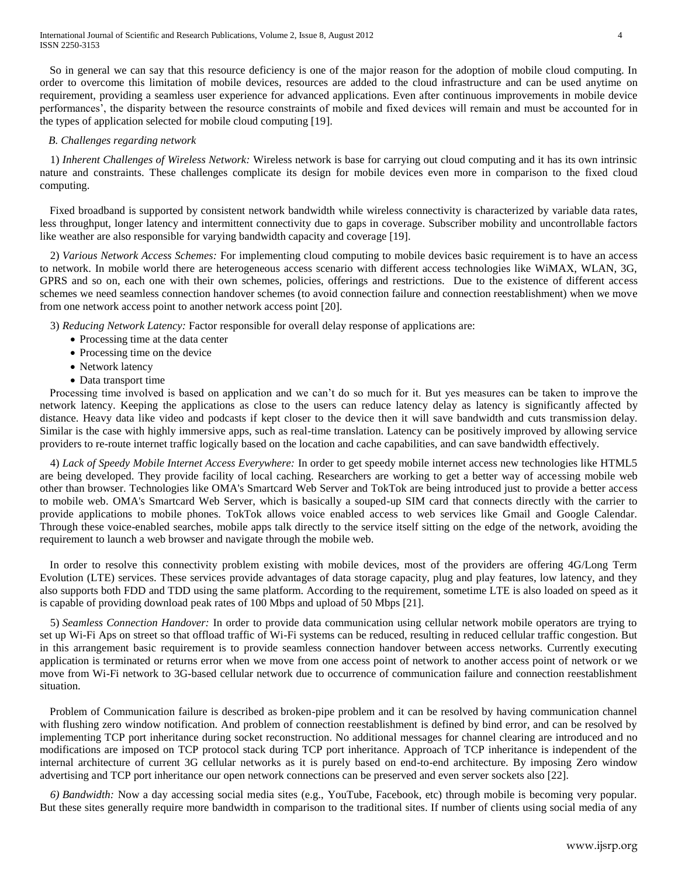So in general we can say that this resource deficiency is one of the major reason for the adoption of mobile cloud computing. In order to overcome this limitation of mobile devices, resources are added to the cloud infrastructure and can be used anytime on requirement, providing a seamless user experience for advanced applications. Even after continuous improvements in mobile device performances', the disparity between the resource constraints of mobile and fixed devices will remain and must be accounted for in the types of application selected for mobile cloud computing [19].

### *B. Challenges regarding network*

1) *Inherent Challenges of Wireless Network:* Wireless network is base for carrying out cloud computing and it has its own intrinsic nature and constraints. These challenges complicate its design for mobile devices even more in comparison to the fixed cloud computing.

Fixed broadband is supported by consistent network bandwidth while wireless connectivity is characterized by variable data rates, less throughput, longer latency and intermittent connectivity due to gaps in coverage. Subscriber mobility and uncontrollable factors like weather are also responsible for varying bandwidth capacity and coverage [19].

2) *Various Network Access Schemes:* For implementing cloud computing to mobile devices basic requirement is to have an access to network. In mobile world there are heterogeneous access scenario with different access technologies like WiMAX, WLAN, 3G, GPRS and so on, each one with their own schemes, policies, offerings and restrictions. Due to the existence of different access schemes we need seamless connection handover schemes (to avoid connection failure and connection reestablishment) when we move from one network access point to another network access point [20].

3) *Reducing Network Latency:* Factor responsible for overall delay response of applications are:

- Processing time at the data center
- Processing time on the device
- Network latency
- Data transport time

Processing time involved is based on application and we can't do so much for it. But yes measures can be taken to improve the network latency. Keeping the applications as close to the users can reduce latency delay as latency is significantly affected by distance. Heavy data like video and podcasts if kept closer to the device then it will save bandwidth and cuts transmission delay. Similar is the case with highly immersive apps, such as real-time translation. Latency can be positively improved by allowing service providers to re-route internet traffic logically based on the location and cache capabilities, and can save bandwidth effectively.

4) *Lack of Speedy Mobile Internet Access Everywhere:* In order to get speedy mobile internet access new technologies like HTML5 are being developed. They provide facility of local caching. Researchers are working to get a better way of accessing mobile web other than browser. Technologies like OMA's Smartcard Web Server and TokTok are being introduced just to provide a better access to mobile web. OMA's Smartcard Web Server, which is basically a souped-up SIM card that connects directly with the carrier to provide applications to mobile phones. TokTok allows voice enabled access to web services like Gmail and Google Calendar. Through these voice-enabled searches, mobile apps talk directly to the service itself sitting on the edge of the network, avoiding the requirement to launch a web browser and navigate through the mobile web.

In order to resolve this connectivity problem existing with mobile devices, most of the providers are offering 4G/Long Term Evolution (LTE) services. These services provide advantages of data storage capacity, plug and play features, low latency, and they also supports both FDD and TDD using the same platform. According to the requirement, sometime LTE is also loaded on speed as it is capable of providing download peak rates of 100 Mbps and upload of 50 Mbps [21].

5) *Seamless Connection Handover:* In order to provide data communication using cellular network mobile operators are trying to set up Wi-Fi Aps on street so that offload traffic of Wi-Fi systems can be reduced, resulting in reduced cellular traffic congestion. But in this arrangement basic requirement is to provide seamless connection handover between access networks. Currently executing application is terminated or returns error when we move from one access point of network to another access point of network or we move from Wi-Fi network to 3G-based cellular network due to occurrence of communication failure and connection reestablishment situation.

Problem of Communication failure is described as broken-pipe problem and it can be resolved by having communication channel with flushing zero window notification. And problem of connection reestablishment is defined by bind error, and can be resolved by implementing TCP port inheritance during socket reconstruction. No additional messages for channel clearing are introduced and no modifications are imposed on TCP protocol stack during TCP port inheritance. Approach of TCP inheritance is independent of the internal architecture of current 3G cellular networks as it is purely based on end-to-end architecture. By imposing Zero window advertising and TCP port inheritance our open network connections can be preserved and even server sockets also [22].

*6) Bandwidth:* Now a day accessing social media sites (e.g., YouTube, Facebook, etc) through mobile is becoming very popular. But these sites generally require more bandwidth in comparison to the traditional sites. If number of clients using social media of any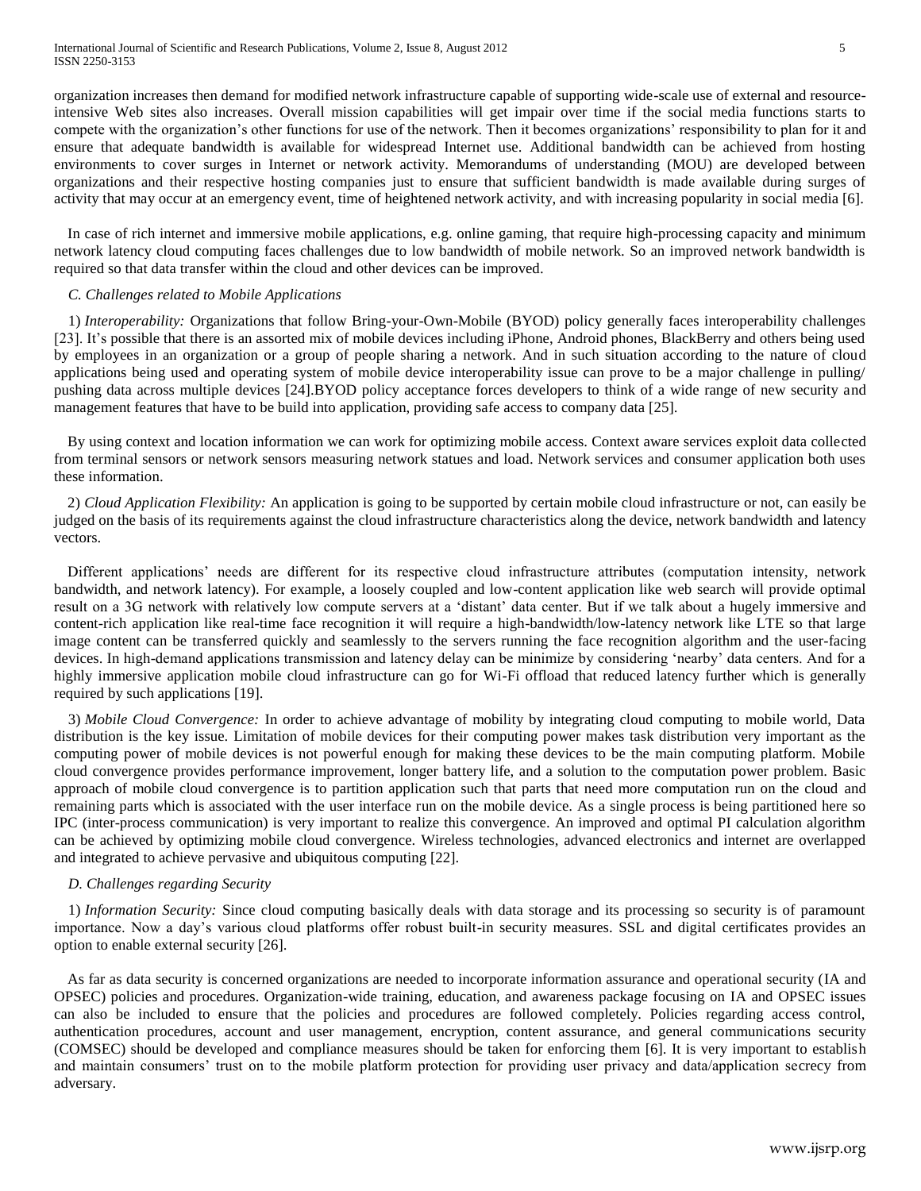organization increases then demand for modified network infrastructure capable of supporting wide-scale use of external and resource-intensive Web sites also increases. Overall mission capabilities will get impair over time if the social media functions starts to compete with the organization's other functions for use of the network. Then it becomes organizations' responsibility to plan for it and ensure that adequate bandwidth is available for widespread Internet use. Additional bandwidth can be achieved from hosting environments to cover surges in Internet or network activity. Memorandums of understanding (MOU) are developed between organizations and their respective hosting companies just to ensure that sufficient bandwidth is made available during surges of activity that may occur at an emergency event, time of heightened network activity, and with increasing popularity in social media [6].

In case of rich internet and immersive mobile applications, e.g. online gaming, that require high-processing capacity and minimum network latency cloud computing faces challenges due to low bandwidth of mobile network. So an improved network bandwidth is required so that data transfer within the cloud and other devices can be improved.

### *C. Challenges related to Mobile Applications*

1) *Interoperability:* Organizations that follow Bring-your-Own-Mobile (BYOD) policy generally faces interoperability challenges [23]. It's possible that there is an assorted mix of mobile devices including iPhone, Android phones, BlackBerry and others being used by employees in an organization or a group of people sharing a network. And in such situation according to the nature of cloud applications being used and operating system of mobile device interoperability issue can prove to be a major challenge in pulling/ pushing data across multiple devices [24].BYOD policy acceptance forces developers to think of a wide range of new security and management features that have to be build into application, providing safe access to company data [25].

By using context and location information we can work for optimizing mobile access. Context aware services exploit data collected from terminal sensors or network sensors measuring network statues and load. Network services and consumer application both uses these information.

2) *Cloud Application Flexibility:* An application is going to be supported by certain mobile cloud infrastructure or not, can easily be judged on the basis of its requirements against the cloud infrastructure characteristics along the device, network bandwidth and latency vectors.

Different applications' needs are different for its respective cloud infrastructure attributes (computation intensity, network bandwidth, and network latency). For example, a loosely coupled and low-content application like web search will provide optimal result on a 3G network with relatively low compute servers at a 'distant' data center. But if we talk about a hugely immersive and content-rich application like real-time face recognition it will require a high-bandwidth/low-latency network like LTE so that large image content can be transferred quickly and seamlessly to the servers running the face recognition algorithm and the user-facing devices. In high-demand applications transmission and latency delay can be minimize by considering 'nearby' data centers. And for a highly immersive application mobile cloud infrastructure can go for Wi-Fi offload that reduced latency further which is generally required by such applications [19].

3) *Mobile Cloud Convergence:* In order to achieve advantage of mobility by integrating cloud computing to mobile world, Data distribution is the key issue. Limitation of mobile devices for their computing power makes task distribution very important as the computing power of mobile devices is not powerful enough for making these devices to be the main computing platform. Mobile cloud convergence provides performance improvement, longer battery life, and a solution to the computation power problem. Basic approach of mobile cloud convergence is to partition application such that parts that need more computation run on the cloud and remaining parts which is associated with the user interface run on the mobile device. As a single process is being partitioned here so IPC (inter-process communication) is very important to realize this convergence. An improved and optimal PI calculation algorithm can be achieved by optimizing mobile cloud convergence. Wireless technologies, advanced electronics and internet are overlapped and integrated to achieve pervasive and ubiquitous computing [22].

### *D. Challenges regarding Security*

1) *Information Security:* Since cloud computing basically deals with data storage and its processing so security is of paramount importance. Now a day's various cloud platforms offer robust built-in security measures. SSL and digital certificates provides an option to enable external security [26].

As far as data security is concerned organizations are needed to incorporate information assurance and operational security (IA and OPSEC) policies and procedures. Organization-wide training, education, and awareness package focusing on IA and OPSEC issues can also be included to ensure that the policies and procedures are followed completely. Policies regarding access control, authentication procedures, account and user management, encryption, content assurance, and general communications security (COMSEC) should be developed and compliance measures should be taken for enforcing them [6]. It is very important to establish and maintain consumers' trust on to the mobile platform protection for providing user privacy and data/application secrecy from adversary.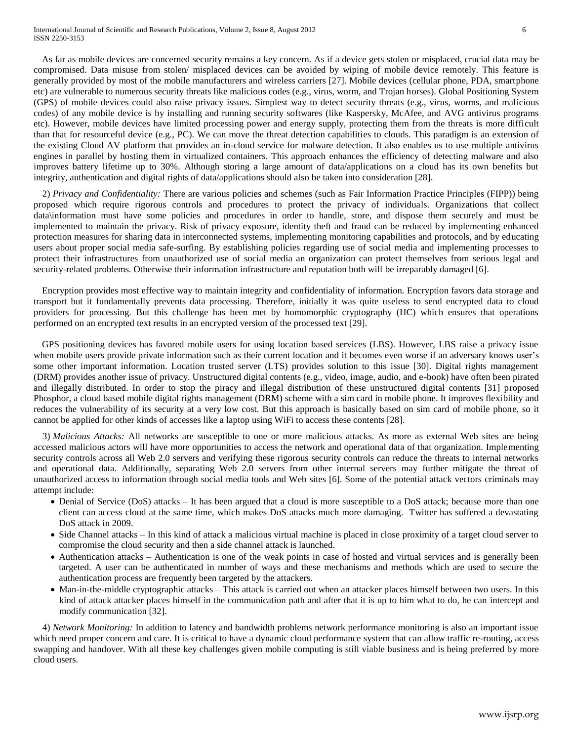As far as mobile devices are concerned security remains a key concern. As if a device gets stolen or misplaced, crucial data may be compromised. Data misuse from stolen/ misplaced devices can be avoided by wiping of mobile device remotely. This feature is generally provided by most of the mobile manufacturers and wireless carriers [27]. Mobile devices (cellular phone, PDA, smartphone etc) are vulnerable to numerous security threats like malicious codes (e.g., virus, worm, and Trojan horses). Global Positioning System (GPS) of mobile devices could also raise privacy issues. Simplest way to detect security threats (e.g., virus, worms, and malicious codes) of any mobile device is by installing and running security softwares (like Kaspersky, McAfee, and AVG antivirus programs etc). However, mobile devices have limited processing power and energy supply, protecting them from the threats is more difficult than that for resourceful device (e.g., PC). We can move the threat detection capabilities to clouds. This paradigm is an extension of the existing Cloud AV platform that provides an in-cloud service for malware detection. It also enables us to use multiple antivirus engines in parallel by hosting them in virtualized containers. This approach enhances the efficiency of detecting malware and also improves battery lifetime up to 30%. Although storing a large amount of data/applications on a cloud has its own benefits but integrity, authentication and digital rights of data/applications should also be taken into consideration [28].

2) *Privacy and Confidentiality:* There are various policies and schemes (such as Fair Information Practice Principles (FIPP)) being proposed which require rigorous controls and procedures to protect the privacy of individuals. Organizations that collect data\information must have some policies and procedures in order to handle, store, and dispose them securely and must be implemented to maintain the privacy. Risk of privacy exposure, identity theft and fraud can be reduced by implementing enhanced protection measures for sharing data in interconnected systems, implementing monitoring capabilities and protocols, and by educating users about proper social media safe-surfing. By establishing policies regarding use of social media and implementing processes to protect their infrastructures from unauthorized use of social media an organization can protect themselves from serious legal and security-related problems. Otherwise their information infrastructure and reputation both will be irreparably damaged [6].

Encryption provides most effective way to maintain integrity and confidentiality of information. Encryption favors data storage and transport but it fundamentally prevents data processing. Therefore, initially it was quite useless to send encrypted data to cloud providers for processing. But this challenge has been met by homomorphic cryptography (HC) which ensures that operations performed on an encrypted text results in an encrypted version of the processed text [29].

GPS positioning devices has favored mobile users for using location based services (LBS). However, LBS raise a privacy issue when mobile users provide private information such as their current location and it becomes even worse if an adversary knows user's some other important information. Location trusted server (LTS) provides solution to this issue [30]. Digital rights management (DRM) provides another issue of privacy. Unstructured digital contents (e.g., video, image, audio, and e-book) have often been pirated and illegally distributed. In order to stop the piracy and illegal distribution of these unstructured digital contents [31] proposed Phosphor, a cloud based mobile digital rights management (DRM) scheme with a sim card in mobile phone. It improves flexibility and reduces the vulnerability of its security at a very low cost. But this approach is basically based on sim card of mobile phone, so it cannot be applied for other kinds of accesses like a laptop using WiFi to access these contents [28].

3) *Malicious Attacks:* All networks are susceptible to one or more malicious attacks. As more as external Web sites are being accessed malicious actors will have more opportunities to access the network and operational data of that organization. Implementing security controls across all Web 2.0 servers and verifying these rigorous security controls can reduce the threats to internal networks and operational data. Additionally, separating Web 2.0 servers from other internal servers may further mitigate the threat of unauthorized access to information through social media tools and Web sites [6]. Some of the potential attack vectors criminals may attempt include:

- Denial of Service (DoS) attacks – It has been argued that a cloud is more susceptible to a DoS attack; because more than one client can access cloud at the same time, which makes DoS attacks much more damaging. Twitter has suffered a devastating DoS attack in 2009.
- Side Channel attacks – In this kind of attack a malicious virtual machine is placed in close proximity of a target cloud server to compromise the cloud security and then a side channel attack is launched.
- Authentication attacks – Authentication is one of the weak points in case of hosted and virtual services and is generally been targeted. A user can be authenticated in number of ways and these mechanisms and methods which are used to secure the authentication process are frequently been targeted by the attackers.
- Man-in-the-middle cryptographic attacks – This attack is carried out when an attacker places himself between two users. In this kind of attack attacker places himself in the communication path and after that it is up to him what to do, he can intercept and modify communication [32].

4) *Network Monitoring:* In addition to latency and bandwidth problems network performance monitoring is also an important issue which need proper concern and care. It is critical to have a dynamic cloud performance system that can allow traffic re-routing, access swapping and handover. With all these key challenges given mobile computing is still viable business and is being preferred by more cloud users.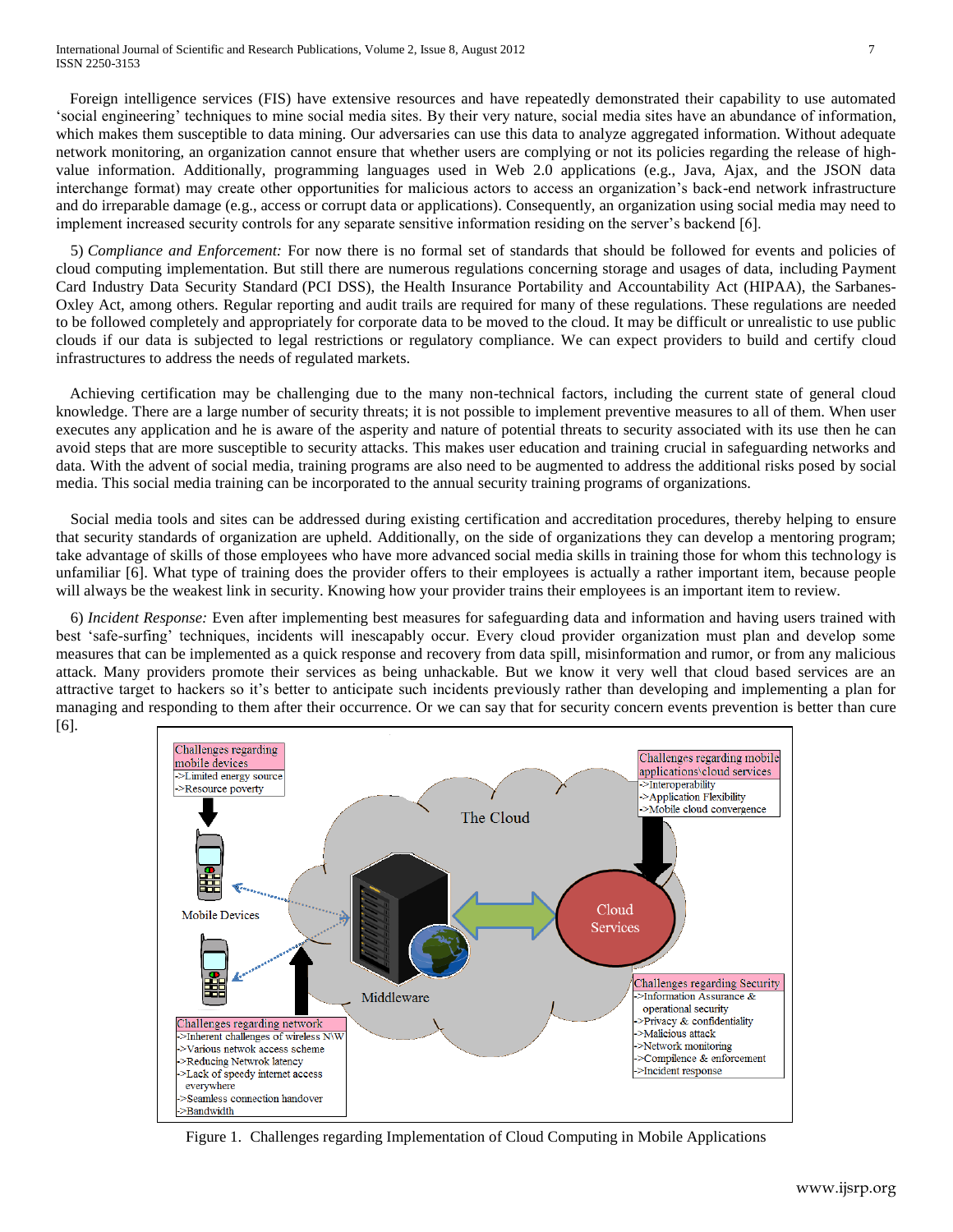Foreign intelligence services (FIS) have extensive resources and have repeatedly demonstrated their capability to use automated 'social engineering' techniques to mine social media sites. By their very nature, social media sites have an abundance of information, which makes them susceptible to data mining. Our adversaries can use this data to analyze aggregated information. Without adequate network monitoring, an organization cannot ensure that whether users are complying or not its policies regarding the release of high-value information. Additionally, programming languages used in Web 2.0 applications (e.g., Java, Ajax, and the JSON data interchange format) may create other opportunities for malicious actors to access an organization's back-end network infrastructure and do irreparable damage (e.g., access or corrupt data or applications). Consequently, an organization using social media may need to implement increased security controls for any separate sensitive information residing on the server's backend [6].

5) *Compliance and Enforcement:* For now there is no formal set of standards that should be followed for events and policies of cloud computing implementation. But still there are numerous regulations concerning storage and usages of data, including Payment Card Industry Data Security Standard (PCI DSS), the Health Insurance Portability and Accountability Act (HIPAA), the Sarbanes-Oxley Act, among others. Regular reporting and audit trails are required for many of these regulations. These regulations are needed to be followed completely and appropriately for corporate data to be moved to the cloud. It may be difficult or unrealistic to use public clouds if our data is subjected to legal restrictions or regulatory compliance. We can expect providers to build and certify cloud infrastructures to address the needs of regulated markets.

Achieving certification may be challenging due to the many non-technical factors, including the current state of general cloud knowledge. There are a large number of security threats; it is not possible to implement preventive measures to all of them. When user executes any application and he is aware of the asperity and nature of potential threats to security associated with its use then he can avoid steps that are more susceptible to security attacks. This makes user education and training crucial in safeguarding networks and data. With the advent of social media, training programs are also need to be augmented to address the additional risks posed by social media. This social media training can be incorporated to the annual security training programs of organizations.

Social media tools and sites can be addressed during existing certification and accreditation procedures, thereby helping to ensure that security standards of organization are upheld. Additionally, on the side of organizations they can develop a mentoring program; take advantage of skills of those employees who have more advanced social media skills in training those for whom this technology is unfamiliar [6]. What type of training does the provider offers to their employees is actually a rather important item, because people will always be the weakest link in security. Knowing how your provider trains their employees is an important item to review.

6) *Incident Response:* Even after implementing best measures for safeguarding data and information and having users trained with best 'safe-surfing' techniques, incidents will inescapably occur. Every cloud provider organization must plan and develop some measures that can be implemented as a quick response and recovery from data spill, misinformation and rumor, or from any malicious attack. Many providers promote their services as being unhackable. But we know it very well that cloud based services are an attractive target to hackers so it's better to anticipate such incidents previously rather than developing and implementing a plan for managing and responding to them after their occurrence. Or we can say that for security concern events prevention is better than cure [6].

Figure 1. Challenges regarding Implementation of Cloud Computing in Mobile Applications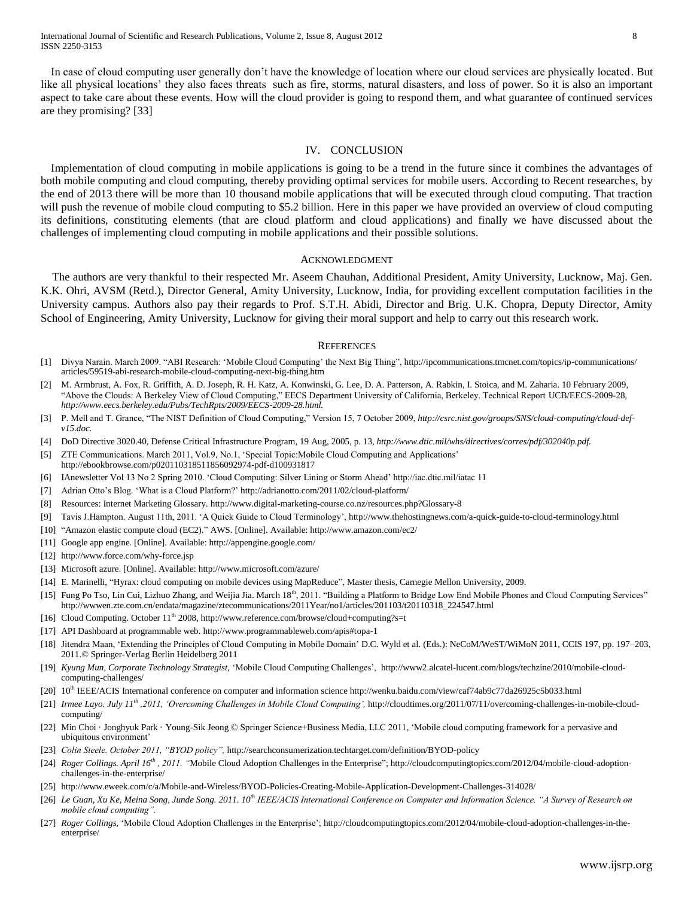In case of cloud computing user generally don't have the knowledge of location where our cloud services are physically located. But like all physical locations' they also faces threats such as fire, storms, natural disasters, and loss of power. So it is also an important aspect to take care about these events. How will the cloud provider is going to respond them, and what guarantee of continued services are they promising? [33]

## IV. Conclusion

Implementation of cloud computing in mobile applications is going to be a trend in the future since it combines the advantages of both mobile computing and cloud computing, thereby providing optimal services for mobile users. According to Recent researches, by the end of 2013 there will be more than 10 thousand mobile applications that will be executed through cloud computing. That traction will push the revenue of mobile cloud computing to \$5.2 billion. Here in this paper we have provided an overview of cloud computing its definitions, constituting elements (that are cloud platform and cloud applications) and finally we have discussed about the challenges of implementing cloud computing in mobile applications and their possible solutions.

## Acknowledgment

The authors are very thankful to their respected Mr. Aseem Chauhan, Additional President, Amity University, Lucknow, Maj. Gen. K.K. Ohri, AVSM (Retd.), Director General, Amity University, Lucknow, India, for providing excellent computation facilities in the University campus. Authors also pay their regards to Prof. S.T.H. Abidi, Director and Brig. U.K. Chopra, Deputy Director, Amity School of Engineering, Amity University, Lucknow for giving their moral support and help to carry out this research work.

## References

[1] Divya Narain. March 2009. "ABI Research: 'Mobile Cloud Computing' the Next Big Thing", http://ipcommunications.tmcnet.com/topics/ip-communications/articles/59519-abi-research-mobile-cloud-computing-next-big-thing.htm

[2] M. Armbrust, A. Fox, R. Griffith, A. D. Joseph, R. H. Katz, A. Konwinski, G. Lee, D. A. Patterson, A. Rabkin, I. Stoica, and M. Zaharia. 10 February 2009, "Above the Clouds: A Berkeley View of Cloud Computing," EECS Department University of California, Berkeley. Technical Report UCB/EECS-2009-28, *http://www.eecs.berkeley.edu/Pubs/TechRpts/2009/EECS-2009-28.html.*

[3] P. Mell and T. Grance, "The NIST Definition of Cloud Computing," Version 15, 7 October 2009, *http://csrc.nist.gov/groups/SNS/cloud-computing/cloud-def-v15.doc.*

[4] DoD Directive 3020.40, Defense Critical Infrastructure Program, 19 Aug, 2005, p. 13, *http://www.dtic.mil/whs/directives/corres/pdf/302040p.pdf.*

[5] ZTE Communications. March 2011, Vol.9, No.1, 'Special Topic:Mobile Cloud Computing and Applications' http://ebookbrowse.com/p020110318511856092974-pdf-d100931817

[6] IAnewsletter Vol 13 No 2 Spring 2010. 'Cloud Computing: Silver Lining or Storm Ahead' http://iac.dtic.mil/iatac 11

[7] Adrian Otto's Blog. 'What is a Cloud Platform?' http://adrianotto.com/2011/02/cloud-platform/

[8] Resources: Internet Marketing Glossary. http://www.digital-marketing-course.co.nz/resources.php?Glossary-8

[9] Tavis J.Hampton. August 11th, 2011. 'A Quick Guide to Cloud Terminology', http://www.thehostingnews.com/a-quick-guide-to-cloud-terminology.html

[10] "Amazon elastic compute cloud (EC2)." AWS. [Online]. Available: http://www.amazon.com/ec2/

[11] Google app engine. [Online]. Available: http://appengine.google.com/

[12] http://www.force.com/why-force.jsp

[13] Microsoft azure. [Online]. Available: http://www.microsoft.com/azure/

[14] E. Marinelli, "Hyrax: cloud computing on mobile devices using MapReduce", Master thesis, Carnegie Mellon University, 2009.

[15] Fung Po Tso, Lin Cui, Lizhuo Zhang, and Weijia Jia. March 18th, 2011. "Building a Platform to Bridge Low End Mobile Phones and Cloud Computing Services" http://wwwen.zte.com.cn/endata/magazine/ztecommunications/2011Year/no1/articles/201103/t20110318_224547.html

[16] Cloud Computing. October 11th 2008, http://www.reference.com/browse/cloud+computing?s=t

[17] API Dashboard at programmable web. http://www.programmableweb.com/apis#topa-1

[18] Jitendra Maan, 'Extending the Principles of Cloud Computing in Mobile Domain' D.C. Wyld et al. (Eds.): NeCoM/WeST/WiMoN 2011, CCIS 197, pp. 197–203, 2011.© Springer-Verlag Berlin Heidelberg 2011

[19] *Kyung Mun, Corporate Technology Strategist,* 'Mobile Cloud Computing Challenges', http://www2.alcatel-lucent.com/blogs/techzine/2010/mobile-cloud-computing-challenges/

[20] 10th IEEE/ACIS International conference on computer and information science http://wenku.baidu.com/view/caf74ab9c77da26925c5b033.html

[21] *Irmee Layo. July 11th ,2011, 'Overcoming Challenges in Mobile Cloud Computing',* http://cloudtimes.org/2011/07/11/overcoming-challenges-in-mobile-cloud-computing/

[22] Min Choi · Jonghyuk Park · Young-Sik Jeong © Springer Science+Business Media, LLC 2011, 'Mobile cloud computing framework for a pervasive and ubiquitous environment'

[23] *Colin Steele. October 2011, "BYOD policy",* http://searchconsumerization.techtarget.com/definition/BYOD-policy

[24] *Roger Collings. April 16th , 2011. "*Mobile Cloud Adoption Challenges in the Enterprise"; http://cloudcomputingtopics.com/2012/04/mobile-cloud-adoption-challenges-in-the-enterprise/

[25] http://www.eweek.com/c/a/Mobile-and-Wireless/BYOD-Policies-Creating-Mobile-Application-Development-Challenges-314028/

[26] *Le Guan, Xu Ke, Meina Song, Junde Song. 2011. 10th IEEE/ACIS International Conference on Computer and Information Science. "A Survey of Research on mobile cloud computing".*

[27] *Roger Collings,* 'Mobile Cloud Adoption Challenges in the Enterprise'; http://cloudcomputingtopics.com/2012/04/mobile-cloud-adoption-challenges-in-the-enterprise/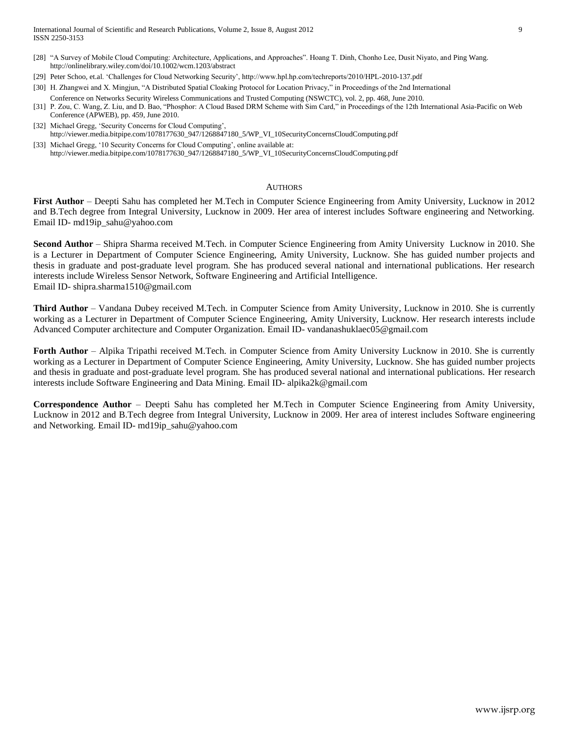[28] "A Survey of Mobile Cloud Computing: Architecture, Applications, and Approaches". Hoang T. Dinh, Chonho Lee, Dusit Niyato, and Ping Wang. http://onlinelibrary.wiley.com/doi/10.1002/wcm.1203/abstract

[29] Peter Schoo, et.al. 'Challenges for Cloud Networking Security', http://www.hpl.hp.com/techreports/2010/HPL-2010-137.pdf

[30] H. Zhangwei and X. Mingjun, "A Distributed Spatial Cloaking Protocol for Location Privacy," in Proceedings of the 2nd International Conference on Networks Security Wireless Communications and Trusted Computing (NSWCTC), vol. 2, pp. 468, June 2010.

[31] P. Zou, C. Wang, Z. Liu, and D. Bao, "Phosphor: A Cloud Based DRM Scheme with Sim Card," in Proceedings of the 12th International Asia-Pacific on Web Conference (APWEB), pp. 459, June 2010.

[32] Michael Gregg, 'Security Concerns for Cloud Computing', http://viewer.media.bitpipe.com/1078177630_947/1268847180_5/WP_VI_10SecurityConcernsCloudComputing.pdf

[33] Michael Gregg, '10 Security Concerns for Cloud Computing', online available at: http://viewer.media.bitpipe.com/1078177630_947/1268847180_5/WP_VI_10SecurityConcernsCloudComputing.pdf

## Authors

**First Author** – Deepti Sahu has completed her M.Tech in Computer Science Engineering from Amity University, Lucknow in 2012 and B.Tech degree from Integral University, Lucknow in 2009. Her area of interest includes Software engineering and Networking. Email ID- md19ip_sahu@yahoo.com

**Second Author** – Shipra Sharma received M.Tech. in Computer Science Engineering from Amity University Lucknow in 2010. She is a Lecturer in Department of Computer Science Engineering, Amity University, Lucknow. She has guided number projects and thesis in graduate and post-graduate level program. She has produced several national and international publications. Her research interests include Wireless Sensor Network, Software Engineering and Artificial Intelligence.
Email ID- shipra.sharma1510@gmail.com

**Third Author** – Vandana Dubey received M.Tech. in Computer Science from Amity University, Lucknow in 2010. She is currently working as a Lecturer in Department of Computer Science Engineering, Amity University, Lucknow. Her research interests include Advanced Computer architecture and Computer Organization. Email ID- vandanashuklaec05@gmail.com

**Forth Author** – Alpika Tripathi received M.Tech. in Computer Science from Amity University Lucknow in 2010. She is currently working as a Lecturer in Department of Computer Science Engineering, Amity University, Lucknow. She has guided number projects and thesis in graduate and post-graduate level program. She has produced several national and international publications. Her research interests include Software Engineering and Data Mining. Email ID- alpika2k@gmail.com

**Correspondence Author** – Deepti Sahu has completed her M.Tech in Computer Science Engineering from Amity University, Lucknow in 2012 and B.Tech degree from Integral University, Lucknow in 2009. Her area of interest includes Software engineering and Networking. Email ID- md19ip_sahu@yahoo.com